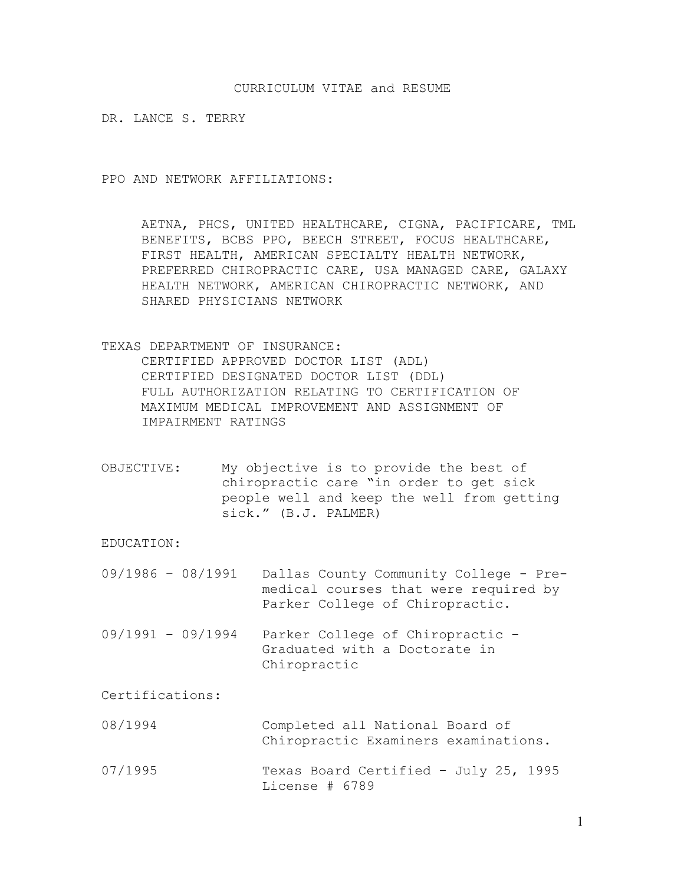# CURRICULUM VITAE and RESUME

**DR. LANCE S. TERRY**

## PPO AND NETWORK AFFILIATIONS:

AETNA, PHCS, UNITED HEALTHCARE, CIGNA, PACIFICARE, TML BENEFITS, BCBS PPO, BEECH STREET, FOCUS HEALTHCARE, FIRST HEALTH, AMERICAN SPECIALTY HEALTH NETWORK, PREFERRED CHIROPRACTIC CARE, USA MANAGED CARE, GALAXY HEALTH NETWORK, AMERICAN CHIROPRACTIC NETWORK, AND SHARED PHYSICIANS NETWORK

## TEXAS DEPARTMENT OF INSURANCE:

- CERTIFIED APPROVED DOCTOR LIST (ADL)
- CERTIFIED DESIGNATED DOCTOR LIST (DDL)
- FULL AUTHORIZATION RELATING TO CERTIFICATION OF MAXIMUM MEDICAL IMPROVEMENT AND ASSIGNMENT OF IMPAIRMENT RATINGS

## OBJECTIVE:

My objective is to provide the best of chiropractic care "in order to get sick people well and keep the well from getting sick." (B.J. PALMER)

## EDUCATION:

| | |
|---|---|
| 09/1986 – 08/1991 | Dallas County Community College - Pre-medical courses that were required by Parker College of Chiropractic. |
| 09/1991 – 09/1994 | Parker College of Chiropractic – Graduated with a Doctorate in Chiropractic |

## Certifications:

| | |
|---|---|
| 08/1994 | Completed all National Board of Chiropractic Examiners examinations. |
| 07/1995 | Texas Board Certified – July 25, 1995 License # 6789 |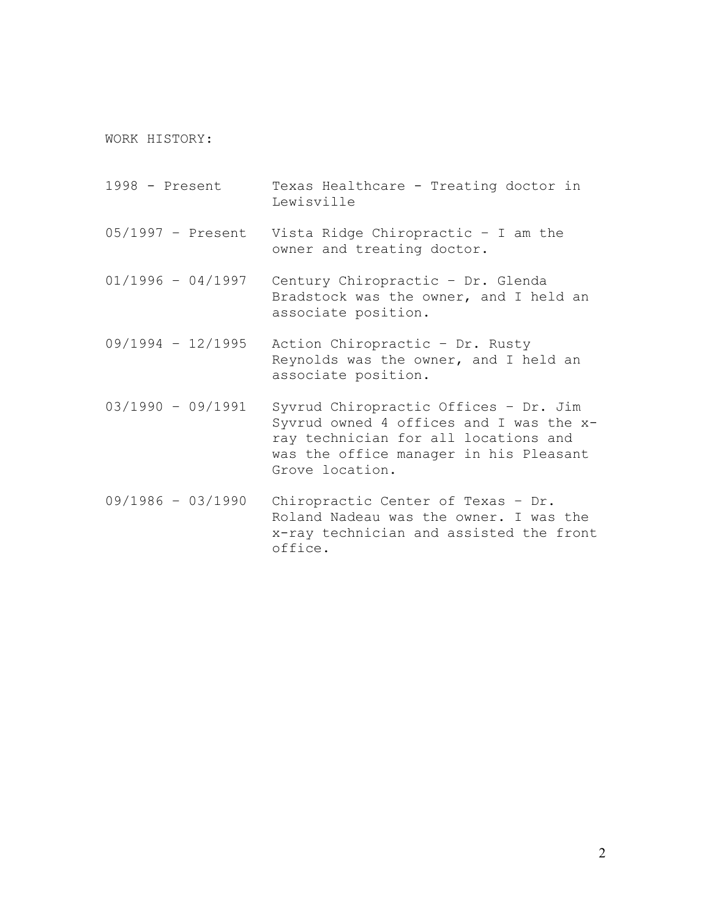WORK HISTORY:

| | |
|---|---|
| 1998 - Present | Texas Healthcare - Treating doctor in Lewisville |
| 05/1997 – Present | Vista Ridge Chiropractic – I am the owner and treating doctor. |
| 01/1996 – 04/1997 | Century Chiropractic – Dr. Glenda Bradstock was the owner, and I held an associate position. |
| 09/1994 – 12/1995 | Action Chiropractic – Dr. Rusty Reynolds was the owner, and I held an associate position. |
| 03/1990 – 09/1991 | Syvrud Chiropractic Offices – Dr. Jim Syvrud owned 4 offices and I was the x-ray technician for all locations and was the office manager in his Pleasant Grove location. |
| 09/1986 – 03/1990 | Chiropractic Center of Texas – Dr. Roland Nadeau was the owner. I was the x-ray technician and assisted the front office. |